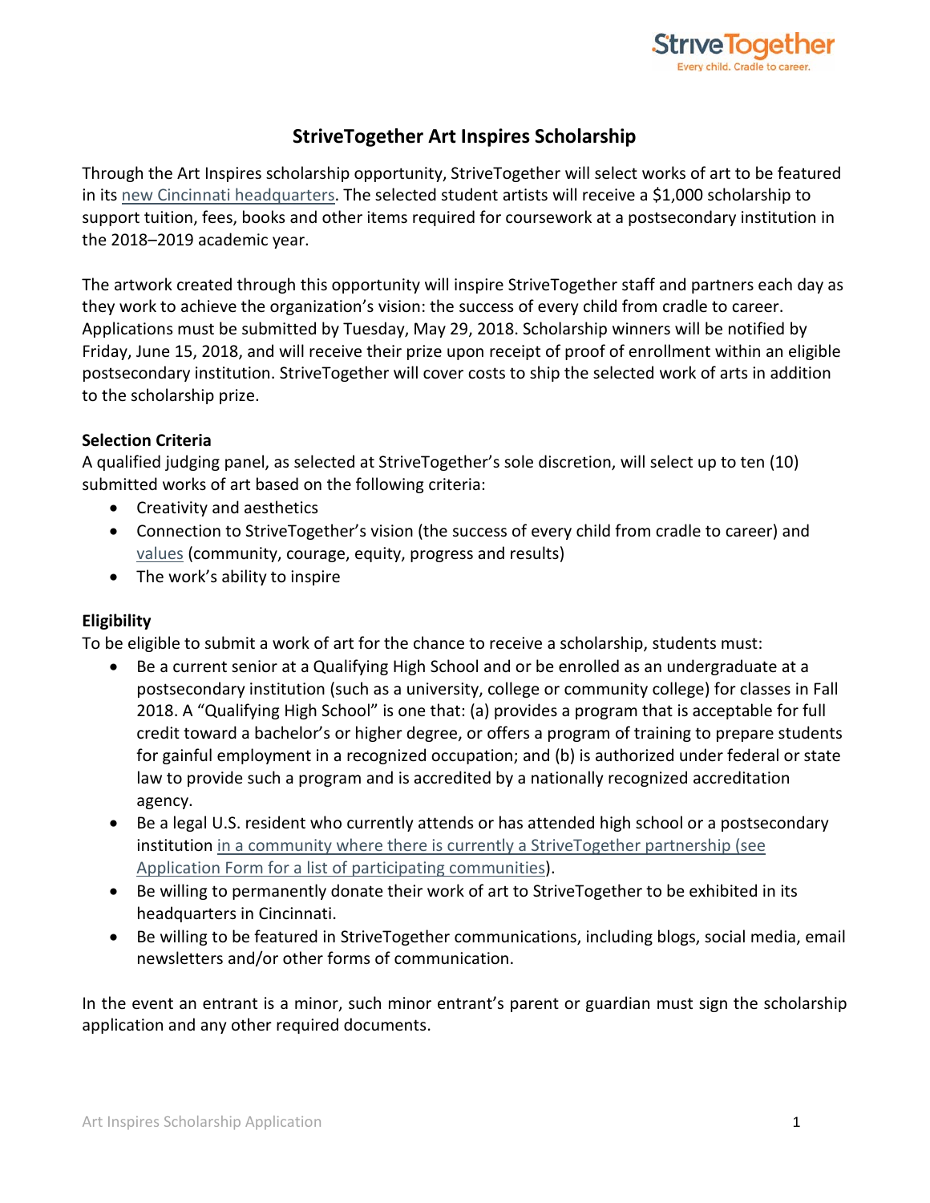# StriveTogether Art Inspires Scholarship

Through the Art Inspires scholarship opportunity, StriveTogether will select works of art to be featured in its new Cincinnati headquarters. The selected student artists will receive a $1,000 scholarship to support tuition, fees, books and other items required for coursework at a postsecondary institution in the 2018–2019 academic year.

The artwork created through this opportunity will inspire StriveTogether staff and partners each day as they work to achieve the organization's vision: the success of every child from cradle to career. Applications must be submitted by Tuesday, May 29, 2018. Scholarship winners will be notified by Friday, June 15, 2018, and will receive their prize upon receipt of proof of enrollment within an eligible postsecondary institution. StriveTogether will cover costs to ship the selected work of arts in addition to the scholarship prize.

**Selection Criteria**

A qualified judging panel, as selected at StriveTogether's sole discretion, will select up to ten (10) submitted works of art based on the following criteria:

- Creativity and aesthetics
- Connection to StriveTogether's vision (the success of every child from cradle to career) and values (community, courage, equity, progress and results)
- The work's ability to inspire

**Eligibility**

To be eligible to submit a work of art for the chance to receive a scholarship, students must:

- Be a current senior at a Qualifying High School and or be enrolled as an undergraduate at a postsecondary institution (such as a university, college or community college) for classes in Fall 2018. A "Qualifying High School" is one that: (a) provides a program that is acceptable for full credit toward a bachelor's or higher degree, or offers a program of training to prepare students for gainful employment in a recognized occupation; and (b) is authorized under federal or state law to provide such a program and is accredited by a nationally recognized accreditation agency.
- Be a legal U.S. resident who currently attends or has attended high school or a postsecondary institution in a community where there is currently a StriveTogether partnership (see Application Form for a list of participating communities).
- Be willing to permanently donate their work of art to StriveTogether to be exhibited in its headquarters in Cincinnati.
- Be willing to be featured in StriveTogether communications, including blogs, social media, email newsletters and/or other forms of communication.

In the event an entrant is a minor, such minor entrant's parent or guardian must sign the scholarship application and any other required documents.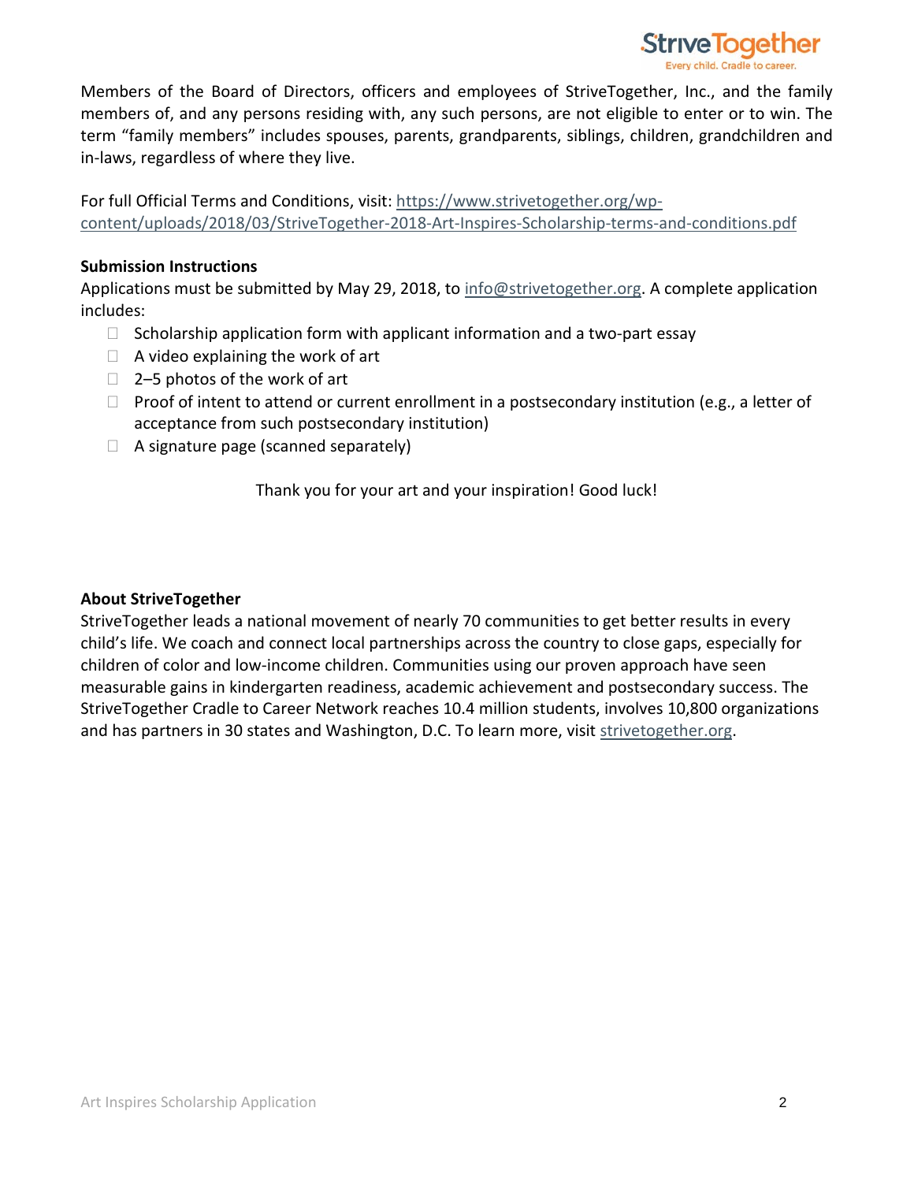Members of the Board of Directors, officers and employees of StriveTogether, Inc., and the family members of, and any persons residing with, any such persons, are not eligible to enter or to win. The term "family members" includes spouses, parents, grandparents, siblings, children, grandchildren and in-laws, regardless of where they live.

For full Official Terms and Conditions, visit: https://www.strivetogether.org/wp-content/uploads/2018/03/StriveTogether-2018-Art-Inspires-Scholarship-terms-and-conditions.pdf

**Submission Instructions**

Applications must be submitted by May 29, 2018, to info@strivetogether.org. A complete application includes:

- Scholarship application form with applicant information and a two-part essay
- A video explaining the work of art
- 2–5 photos of the work of art
- Proof of intent to attend or current enrollment in a postsecondary institution (e.g., a letter of acceptance from such postsecondary institution)
- A signature page (scanned separately)

Thank you for your art and your inspiration! Good luck!

**About StriveTogether**

StriveTogether leads a national movement of nearly 70 communities to get better results in every child's life. We coach and connect local partnerships across the country to close gaps, especially for children of color and low-income children. Communities using our proven approach have seen measurable gains in kindergarten readiness, academic achievement and postsecondary success. The StriveTogether Cradle to Career Network reaches 10.4 million students, involves 10,800 organizations and has partners in 30 states and Washington, D.C. To learn more, visit strivetogether.org.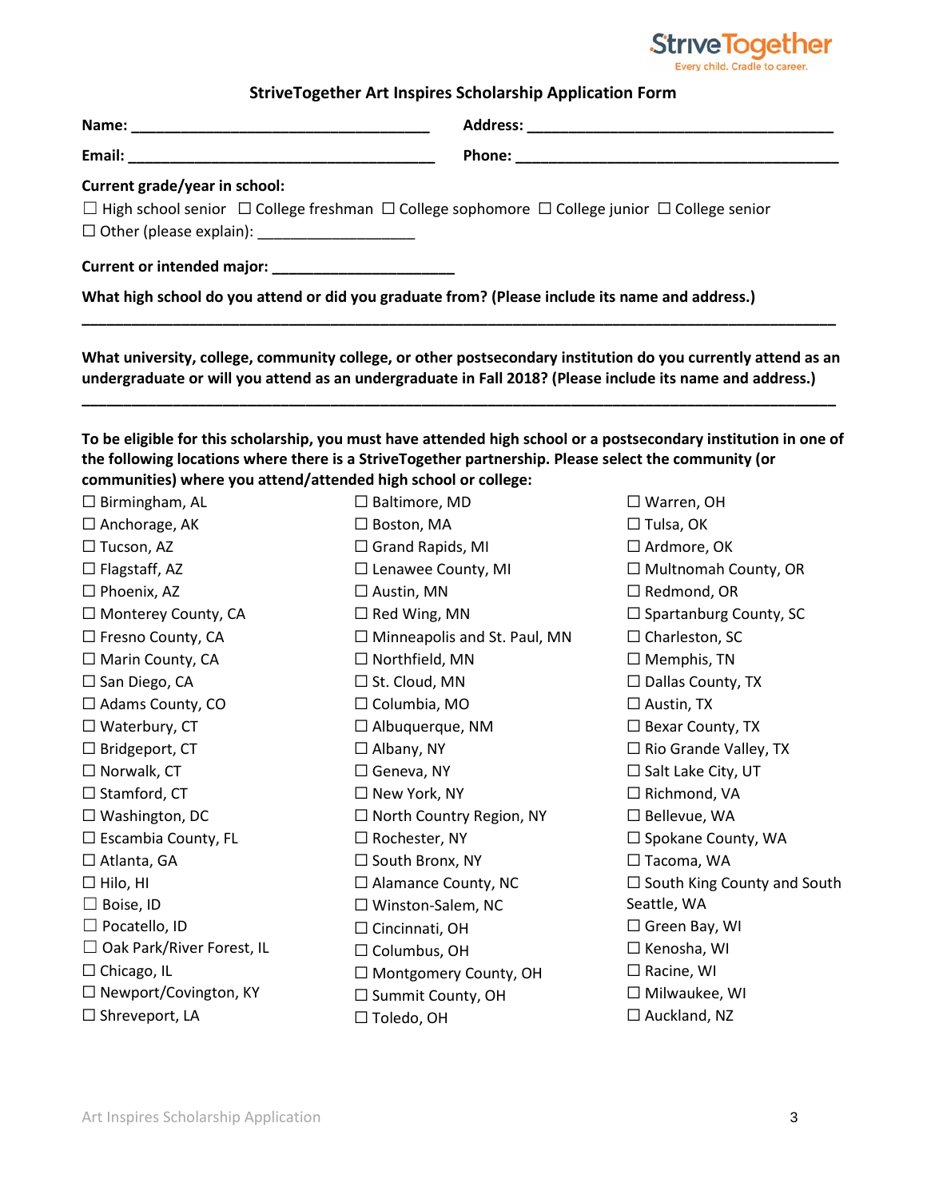StriveTogether
Every child. Cradle to career.

## StriveTogether Art Inspires Scholarship Application Form

**Name:** ___________________________________ **Address:** ____________________________________

**Email:** ____________________________________ **Phone:** ______________________________________

**Current grade/year in school:**

☐ High school senior ☐ College freshman ☐ College sophomore ☐ College junior ☐ College senior
☐ Other (please explain): ___________________

**Current or intended major:** ______________________

**What high school do you attend or did you graduate from? (Please include its name and address.)**

_____________________________________________________________________________________________

**What university, college, community college, or other postsecondary institution do you currently attend as an undergraduate or will you attend as an undergraduate in Fall 2018? (Please include its name and address.)**

_____________________________________________________________________________________________

**To be eligible for this scholarship, you must have attended high school or a postsecondary institution in one of the following locations where there is a StriveTogether partnership. Please select the community (or communities) where you attend/attended high school or college:**

☐ Birmingham, AL
☐ Anchorage, AK
☐ Tucson, AZ
☐ Flagstaff, AZ
☐ Phoenix, AZ
☐ Monterey County, CA
☐ Fresno County, CA
☐ Marin County, CA
☐ San Diego, CA
☐ Adams County, CO
☐ Waterbury, CT
☐ Bridgeport, CT
☐ Norwalk, CT
☐ Stamford, CT
☐ Washington, DC
☐ Escambia County, FL
☐ Atlanta, GA
☐ Hilo, HI
☐ Boise, ID
☐ Pocatello, ID
☐ Oak Park/River Forest, IL
☐ Chicago, IL
☐ Newport/Covington, KY
☐ Shreveport, LA
☐ Baltimore, MD
☐ Boston, MA
☐ Grand Rapids, MI
☐ Lenawee County, MI
☐ Austin, MN
☐ Red Wing, MN
☐ Minneapolis and St. Paul, MN
☐ Northfield, MN
☐ St. Cloud, MN
☐ Columbia, MO
☐ Albuquerque, NM
☐ Albany, NY
☐ Geneva, NY
☐ New York, NY
☐ North Country Region, NY
☐ Rochester, NY
☐ South Bronx, NY
☐ Alamance County, NC
☐ Winston-Salem, NC
☐ Cincinnati, OH
☐ Columbus, OH
☐ Montgomery County, OH
☐ Summit County, OH
☐ Toledo, OH
☐ Warren, OH
☐ Tulsa, OK
☐ Ardmore, OK
☐ Multnomah County, OR
☐ Redmond, OR
☐ Spartanburg County, SC
☐ Charleston, SC
☐ Memphis, TN
☐ Dallas County, TX
☐ Austin, TX
☐ Bexar County, TX
☐ Rio Grande Valley, TX
☐ Salt Lake City, UT
☐ Richmond, VA
☐ Bellevue, WA
☐ Spokane County, WA
☐ Tacoma, WA
☐ South King County and South Seattle, WA
☐ Green Bay, WI
☐ Kenosha, WI
☐ Racine, WI
☐ Milwaukee, WI
☐ Auckland, NZ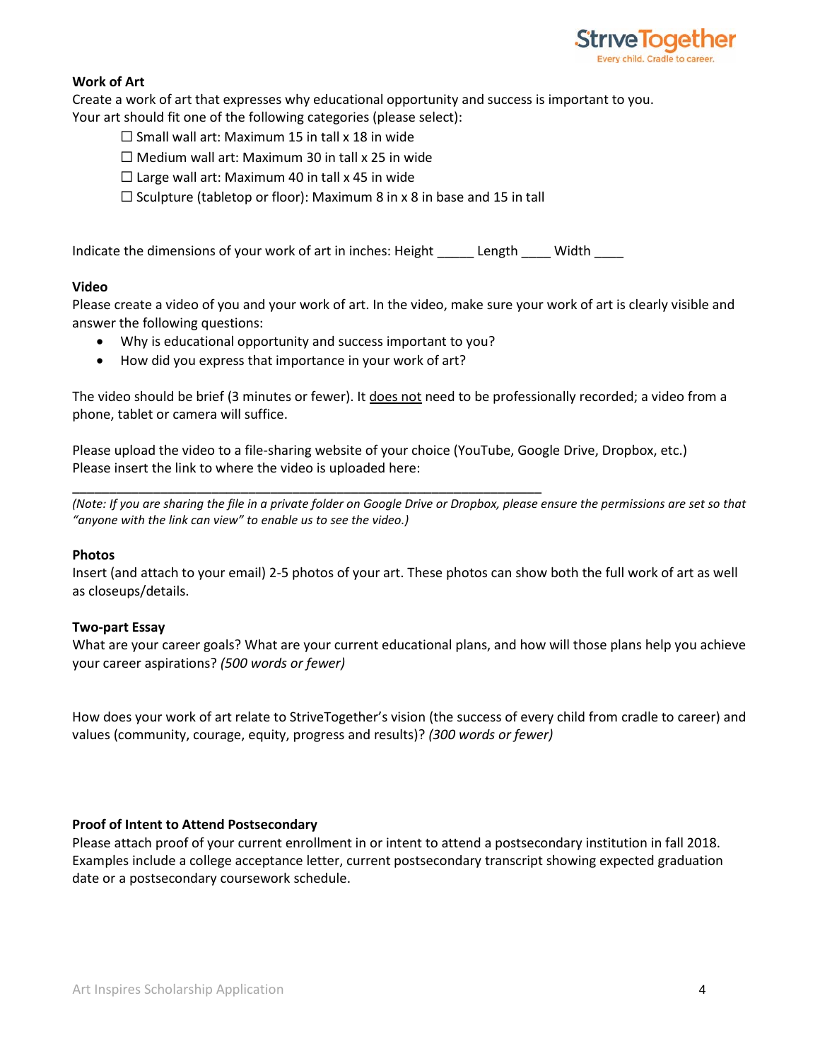### Work of Art

Create a work of art that expresses why educational opportunity and success is important to you.
Your art should fit one of the following categories (please select):

- ☐ Small wall art: Maximum 15 in tall x 18 in wide
- ☐ Medium wall art: Maximum 30 in tall x 25 in wide
- ☐ Large wall art: Maximum 40 in tall x 45 in wide
- ☐ Sculpture (tabletop or floor): Maximum 8 in x 8 in base and 15 in tall

Indicate the dimensions of your work of art in inches: Height _____ Length ____ Width ____

### Video

Please create a video of you and your work of art. In the video, make sure your work of art is clearly visible and answer the following questions:

- Why is educational opportunity and success important to you?
- How did you express that importance in your work of art?

The video should be brief (3 minutes or fewer). It <u>does not</u> need to be professionally recorded; a video from a phone, tablet or camera will suffice.

Please upload the video to a file-sharing website of your choice (YouTube, Google Drive, Dropbox, etc.)
Please insert the link to where the video is uploaded here:

_____________________________________________________________________

*(Note: If you are sharing the file in a private folder on Google Drive or Dropbox, please ensure the permissions are set so that "anyone with the link can view" to enable us to see the video.)*

### Photos

Insert (and attach to your email) 2-5 photos of your art. These photos can show both the full work of art as well as closeups/details.

### Two-part Essay

What are your career goals? What are your current educational plans, and how will those plans help you achieve your career aspirations? *(500 words or fewer)*

How does your work of art relate to StriveTogether's vision (the success of every child from cradle to career) and values (community, courage, equity, progress and results)? *(300 words or fewer)*

### Proof of Intent to Attend Postsecondary

Please attach proof of your current enrollment in or intent to attend a postsecondary institution in fall 2018. Examples include a college acceptance letter, current postsecondary transcript showing expected graduation date or a postsecondary coursework schedule.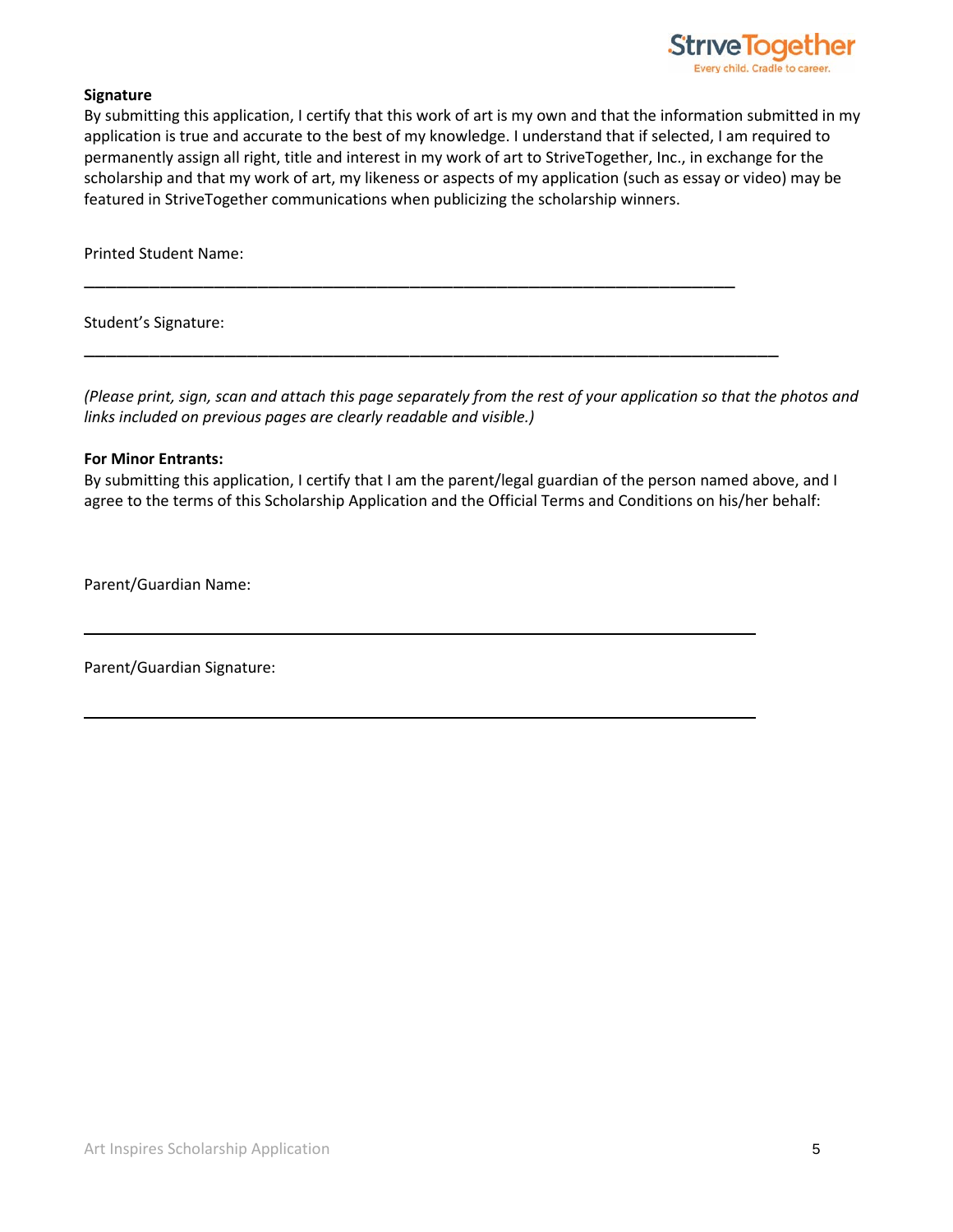**Signature**

By submitting this application, I certify that this work of art is my own and that the information submitted in my application is true and accurate to the best of my knowledge. I understand that if selected, I am required to permanently assign all right, title and interest in my work of art to StriveTogether, Inc., in exchange for the scholarship and that my work of art, my likeness or aspects of my application (such as essay or video) may be featured in StriveTogether communications when publicizing the scholarship winners.

Printed Student Name:

______________________________________________________________________________

Student's Signature:

______________________________________________________________________________

*(Please print, sign, scan and attach this page separately from the rest of your application so that the photos and links included on previous pages are clearly readable and visible.)*

**For Minor Entrants:**

By submitting this application, I certify that I am the parent/legal guardian of the person named above, and I agree to the terms of this Scholarship Application and the Official Terms and Conditions on his/her behalf:

Parent/Guardian Name:

______________________________________________________________________________

Parent/Guardian Signature:

______________________________________________________________________________